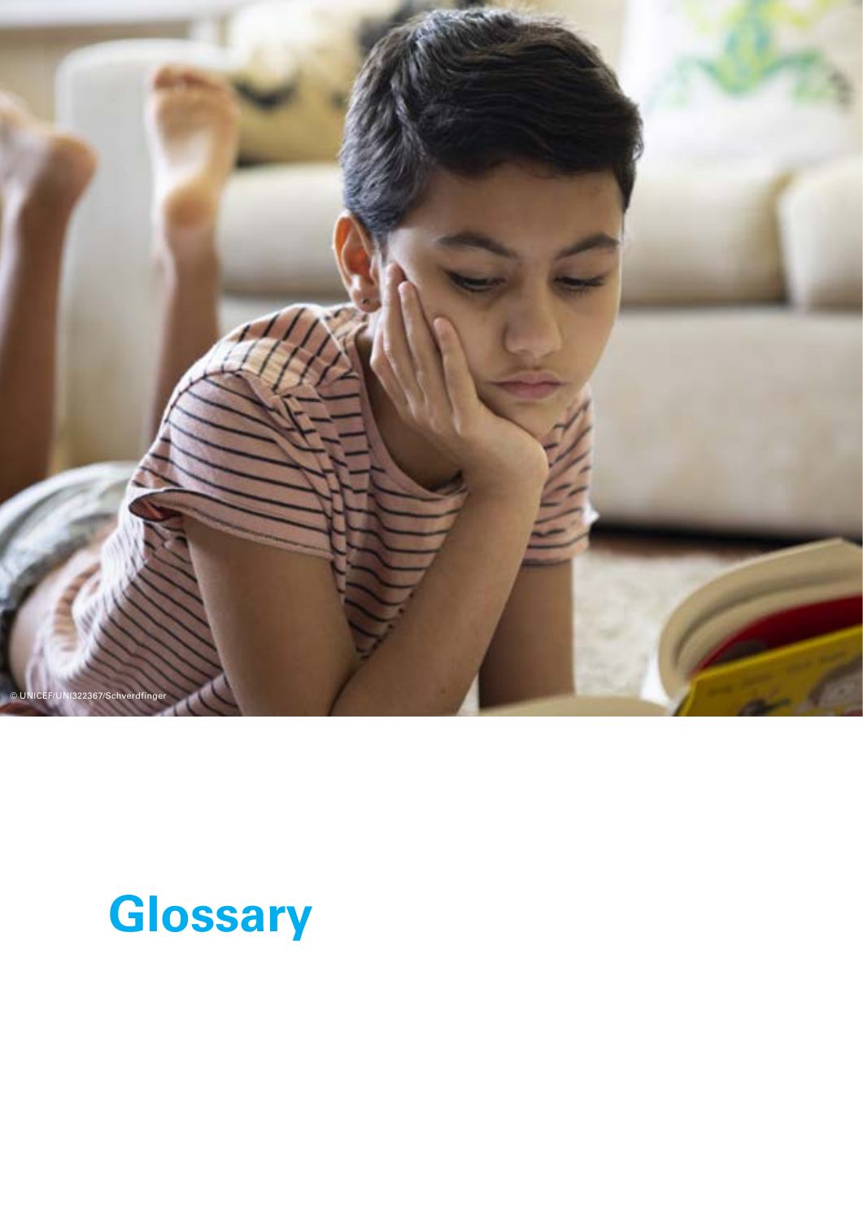© UNICEF/UNI322367/Schverdfinger

# Glossary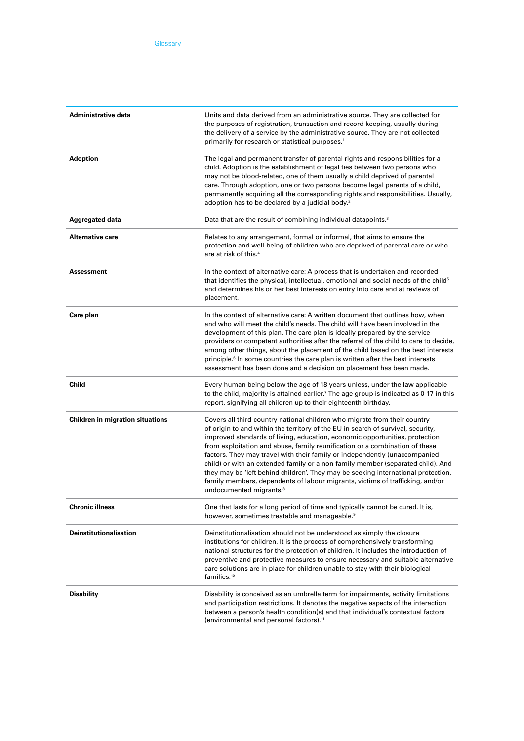## Glossary

| | |
|---|---|
| **Administrative data** | Units and data derived from an administrative source. They are collected for the purposes of registration, transaction and record-keeping, usually during the delivery of a service by the administrative source. They are not collected primarily for research or statistical purposes.[1] |
| **Adoption** | The legal and permanent transfer of parental rights and responsibilities for a child. Adoption is the establishment of legal ties between two persons who may not be blood-related, one of them usually a child deprived of parental care. Through adoption, one or two persons become legal parents of a child, permanently acquiring all the corresponding rights and responsibilities. Usually, adoption has to be declared by a judicial body.[2] |
| **Aggregated data** | Data that are the result of combining individual datapoints.[3] |
| **Alternative care** | Relates to any arrangement, formal or informal, that aims to ensure the protection and well-being of children who are deprived of parental care or who are at risk of this.[4] |
| **Assessment** | In the context of alternative care: A process that is undertaken and recorded that identifies the physical, intellectual, emotional and social needs of the child[5] and determines his or her best interests on entry into care and at reviews of placement. |
| **Care plan** | In the context of alternative care: A written document that outlines how, when and who will meet the child's needs. The child will have been involved in the development of this plan. The care plan is ideally prepared by the service providers or competent authorities after the referral of the child to care to decide, among other things, about the placement of the child based on the best interests principle.[6] In some countries the care plan is written after the best interests assessment has been done and a decision on placement has been made. |
| **Child** | Every human being below the age of 18 years unless, under the law applicable to the child, majority is attained earlier.[7] The age group is indicated as 0-17 in this report, signifying all children up to their eighteenth birthday. |
| **Children in migration situations** | Covers all third-country national children who migrate from their country of origin to and within the territory of the EU in search of survival, security, improved standards of living, education, economic opportunities, protection from exploitation and abuse, family reunification or a combination of these factors. They may travel with their family or independently (unaccompanied child) or with an extended family or a non-family member (separated child). And they may be 'left behind children'. They may be seeking international protection, family members, dependents of labour migrants, victims of trafficking, and/or undocumented migrants.[8] |
| **Chronic illness** | One that lasts for a long period of time and typically cannot be cured. It is, however, sometimes treatable and manageable.[9] |
| **Deinstitutionalisation** | Deinstitutionalisation should not be understood as simply the closure institutions for children. It is the process of comprehensively transforming national structures for the protection of children. It includes the introduction of preventive and protective measures to ensure necessary and suitable alternative care solutions are in place for children unable to stay with their biological families.[10] |
| **Disability** | Disability is conceived as an umbrella term for impairments, activity limitations and participation restrictions. It denotes the negative aspects of the interaction between a person's health condition(s) and that individual's contextual factors (environmental and personal factors).[11] |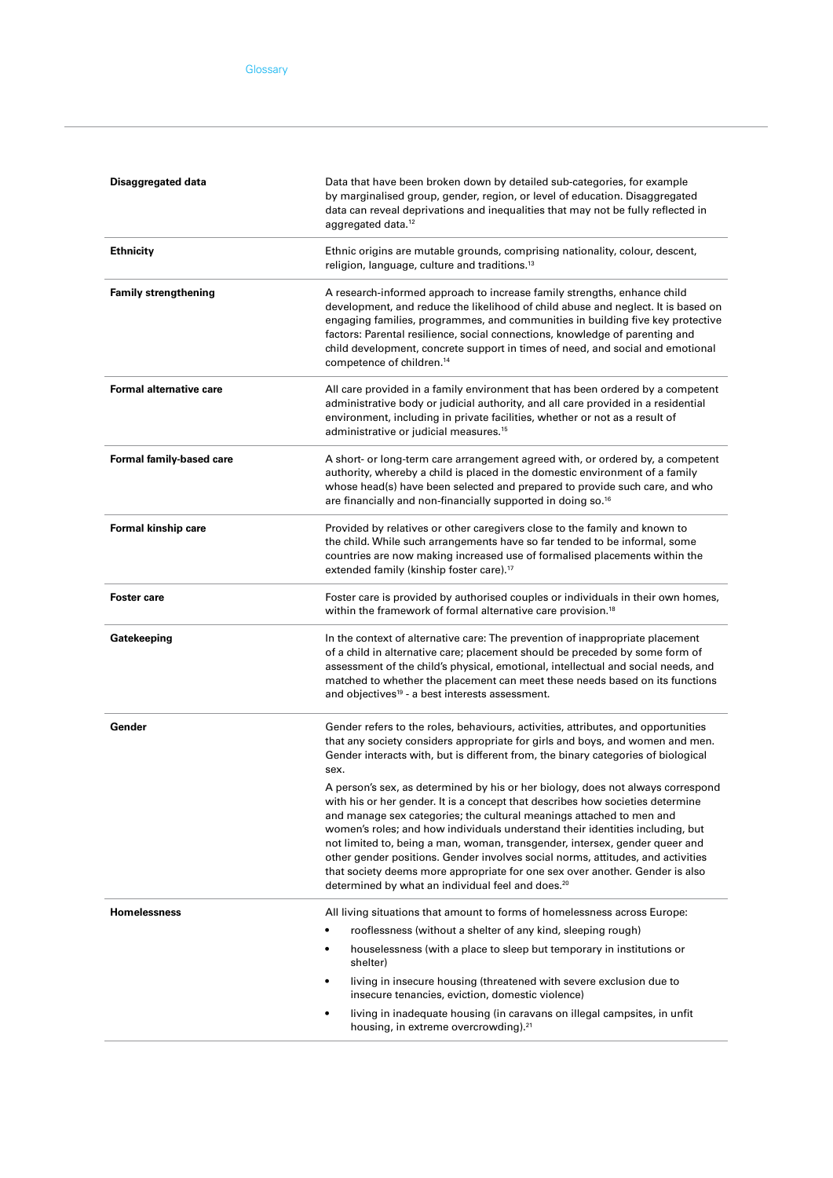| Term | Definition |
|---|---|
| **Disaggregated data** | Data that have been broken down by detailed sub-categories, for example by marginalised group, gender, region, or level of education. Disaggregated data can reveal deprivations and inequalities that may not be fully reflected in aggregated data.[12] |
| **Ethnicity** | Ethnic origins are mutable grounds, comprising nationality, colour, descent, religion, language, culture and traditions.[13] |
| **Family strengthening** | A research-informed approach to increase family strengths, enhance child development, and reduce the likelihood of child abuse and neglect. It is based on engaging families, programmes, and communities in building five key protective factors: Parental resilience, social connections, knowledge of parenting and child development, concrete support in times of need, and social and emotional competence of children.[14] |
| **Formal alternative care** | All care provided in a family environment that has been ordered by a competent administrative body or judicial authority, and all care provided in a residential environment, including in private facilities, whether or not as a result of administrative or judicial measures.[15] |
| **Formal family-based care** | A short- or long-term care arrangement agreed with, or ordered by, a competent authority, whereby a child is placed in the domestic environment of a family whose head(s) have been selected and prepared to provide such care, and who are financially and non-financially supported in doing so.[16] |
| **Formal kinship care** | Provided by relatives or other caregivers close to the family and known to the child. While such arrangements have so far tended to be informal, some countries are now making increased use of formalised placements within the extended family (kinship foster care).[17] |
| **Foster care** | Foster care is provided by authorised couples or individuals in their own homes, within the framework of formal alternative care provision.[18] |
| **Gatekeeping** | In the context of alternative care: The prevention of inappropriate placement of a child in alternative care; placement should be preceded by some form of assessment of the child's physical, emotional, intellectual and social needs, and matched to whether the placement can meet these needs based on its functions and objectives[19] - a best interests assessment. |
| **Gender** | Gender refers to the roles, behaviours, activities, attributes, and opportunities that any society considers appropriate for girls and boys, and women and men. Gender interacts with, but is different from, the binary categories of biological sex.<br><br>A person's sex, as determined by his or her biology, does not always correspond with his or her gender. It is a concept that describes how societies determine and manage sex categories; the cultural meanings attached to men and women's roles; and how individuals understand their identities including, but not limited to, being a man, woman, transgender, intersex, gender queer and other gender positions. Gender involves social norms, attitudes, and activities that society deems more appropriate for one sex over another. Gender is also determined by what an individual feel and does.[20] |
| **Homelessness** | All living situations that amount to forms of homelessness across Europe:<br>• rooflessness (without a shelter of any kind, sleeping rough)<br>• houselessness (with a place to sleep but temporary in institutions or shelter)<br>• living in insecure housing (threatened with severe exclusion due to insecure tenancies, eviction, domestic violence)<br>• living in inadequate housing (in caravans on illegal campsites, in unfit housing, in extreme overcrowding).[21] |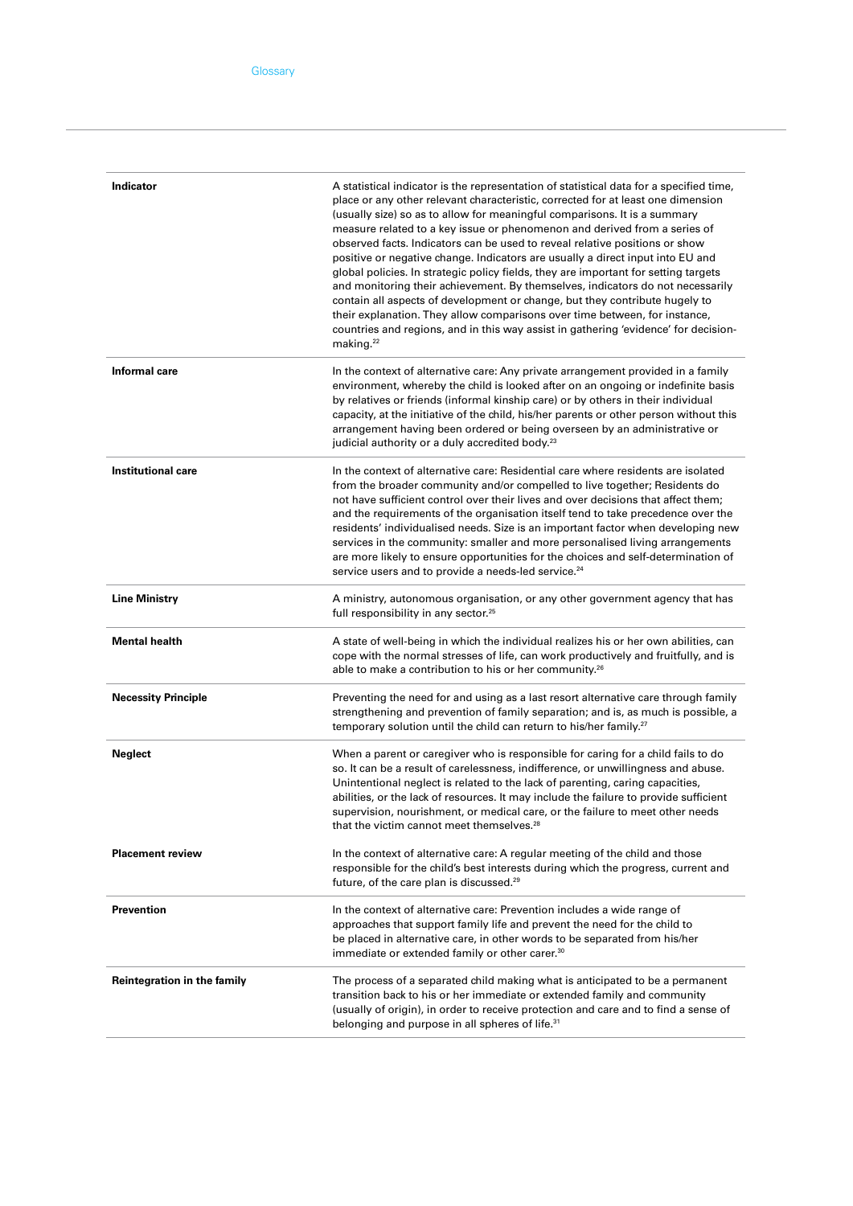| Term | Definition |
|---|---|
| **Indicator** | A statistical indicator is the representation of statistical data for a specified time, place or any other relevant characteristic, corrected for at least one dimension (usually size) so as to allow for meaningful comparisons. It is a summary measure related to a key issue or phenomenon and derived from a series of observed facts. Indicators can be used to reveal relative positions or show positive or negative change. Indicators are usually a direct input into EU and global policies. In strategic policy fields, they are important for setting targets and monitoring their achievement. By themselves, indicators do not necessarily contain all aspects of development or change, but they contribute hugely to their explanation. They allow comparisons over time between, for instance, countries and regions, and in this way assist in gathering 'evidence' for decision-making.[22] |
| **Informal care** | In the context of alternative care: Any private arrangement provided in a family environment, whereby the child is looked after on an ongoing or indefinite basis by relatives or friends (informal kinship care) or by others in their individual capacity, at the initiative of the child, his/her parents or other person without this arrangement having been ordered or being overseen by an administrative or judicial authority or a duly accredited body.[23] |
| **Institutional care** | In the context of alternative care: Residential care where residents are isolated from the broader community and/or compelled to live together; Residents do not have sufficient control over their lives and over decisions that affect them; and the requirements of the organisation itself tend to take precedence over the residents' individualised needs. Size is an important factor when developing new services in the community: smaller and more personalised living arrangements are more likely to ensure opportunities for the choices and self-determination of service users and to provide a needs-led service.[24] |
| **Line Ministry** | A ministry, autonomous organisation, or any other government agency that has full responsibility in any sector.[25] |
| **Mental health** | A state of well-being in which the individual realizes his or her own abilities, can cope with the normal stresses of life, can work productively and fruitfully, and is able to make a contribution to his or her community.[26] |
| **Necessity Principle** | Preventing the need for and using as a last resort alternative care through family strengthening and prevention of family separation; and is, as much is possible, a temporary solution until the child can return to his/her family.[27] |
| **Neglect** | When a parent or caregiver who is responsible for caring for a child fails to do so. It can be a result of carelessness, indifference, or unwillingness and abuse. Unintentional neglect is related to the lack of parenting, caring capacities, abilities, or the lack of resources. It may include the failure to provide sufficient supervision, nourishment, or medical care, or the failure to meet other needs that the victim cannot meet themselves.[28] |
| **Placement review** | In the context of alternative care: A regular meeting of the child and those responsible for the child's best interests during which the progress, current and future, of the care plan is discussed.[29] |
| **Prevention** | In the context of alternative care: Prevention includes a wide range of approaches that support family life and prevent the need for the child to be placed in alternative care, in other words to be separated from his/her immediate or extended family or other carer.[30] |
| **Reintegration in the family** | The process of a separated child making what is anticipated to be a permanent transition back to his or her immediate or extended family and community (usually of origin), in order to receive protection and care and to find a sense of belonging and purpose in all spheres of life.[31] |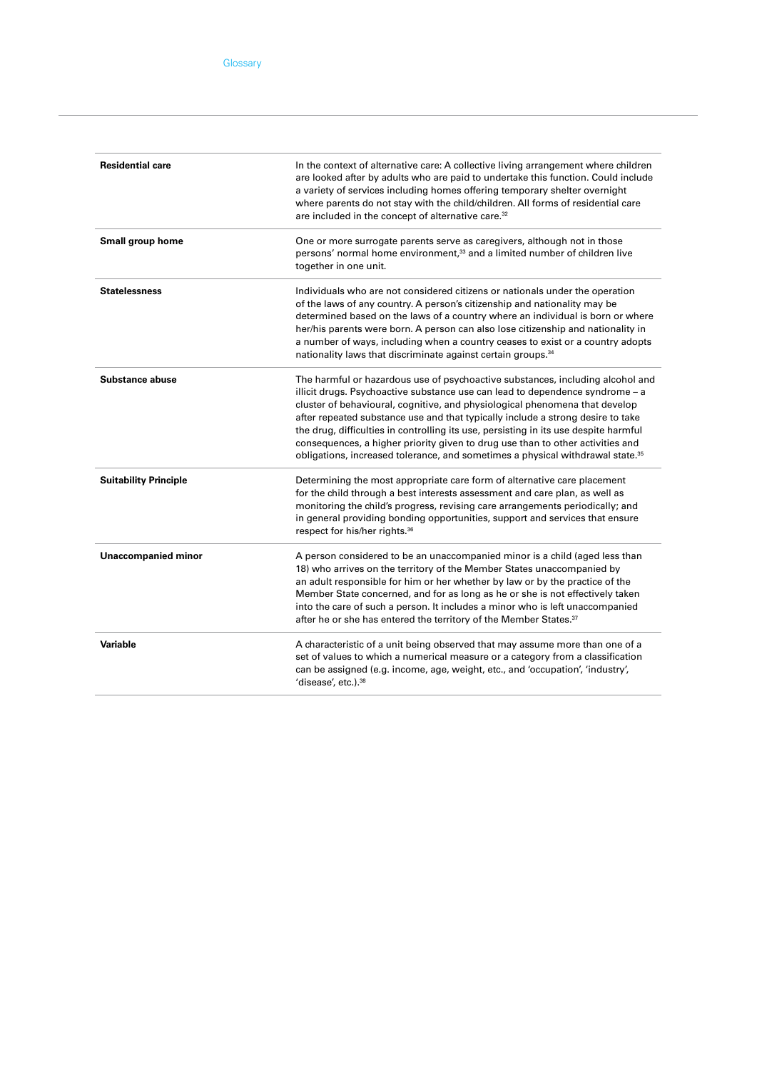| Residential care | In the context of alternative care: A collective living arrangement where children are looked after by adults who are paid to undertake this function. Could include a variety of services including homes offering temporary shelter overnight where parents do not stay with the child/children. All forms of residential care are included in the concept of alternative care.[32] |
|---|---|
| **Small group home** | One or more surrogate parents serve as caregivers, although not in those persons' normal home environment,[33] and a limited number of children live together in one unit. |
| **Statelessness** | Individuals who are not considered citizens or nationals under the operation of the laws of any country. A person's citizenship and nationality may be determined based on the laws of a country where an individual is born or where her/his parents were born. A person can also lose citizenship and nationality in a number of ways, including when a country ceases to exist or a country adopts nationality laws that discriminate against certain groups.[34] |
| **Substance abuse** | The harmful or hazardous use of psychoactive substances, including alcohol and illicit drugs. Psychoactive substance use can lead to dependence syndrome – a cluster of behavioural, cognitive, and physiological phenomena that develop after repeated substance use and that typically include a strong desire to take the drug, difficulties in controlling its use, persisting in its use despite harmful consequences, a higher priority given to drug use than to other activities and obligations, increased tolerance, and sometimes a physical withdrawal state.[35] |
| **Suitability Principle** | Determining the most appropriate care form of alternative care placement for the child through a best interests assessment and care plan, as well as monitoring the child's progress, revising care arrangements periodically; and in general providing bonding opportunities, support and services that ensure respect for his/her rights.[36] |
| **Unaccompanied minor** | A person considered to be an unaccompanied minor is a child (aged less than 18) who arrives on the territory of the Member States unaccompanied by an adult responsible for him or her whether by law or by the practice of the Member State concerned, and for as long as he or she is not effectively taken into the care of such a person. It includes a minor who is left unaccompanied after he or she has entered the territory of the Member States.[37] |
| **Variable** | A characteristic of a unit being observed that may assume more than one of a set of values to which a numerical measure or a category from a classification can be assigned (e.g. income, age, weight, etc., and 'occupation', 'industry', 'disease', etc.).[38] |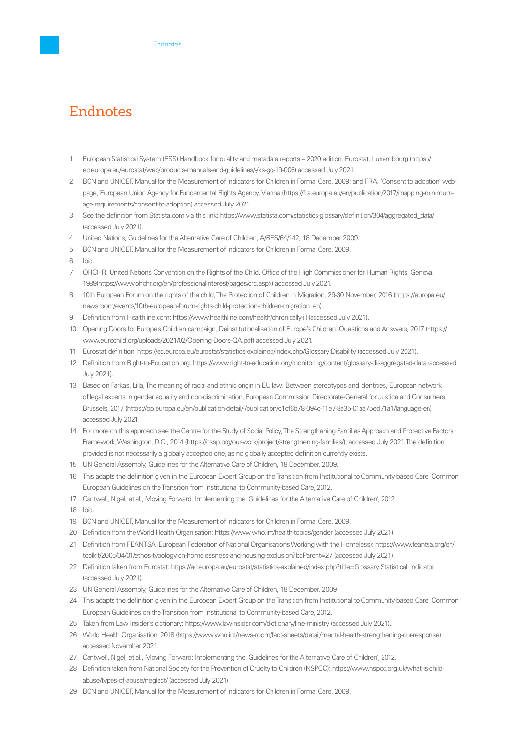# Endnotes

1. European Statistical System (ESS) Handbook for quality and metadata reports – 2020 edition, Eurostat, Luxembourg (https://ec.europa.eu/eurostat/web/products-manuals-and-guidelines/-/ks-gq-19-006) accessed July 2021.
2. BCN and UNICEF, Manual for the Measurement of Indicators for Children in Formal Care, 2009; and FRA, 'Consent to adoption' web-page, European Union Agency for Fundamental Rights Agency, Vienna (https://fra.europa.eu/en/publication/2017/mapping-minimum-age-requirements/consent-to-adoption) accessed July 2021.
3. See the definition from Statista.com via this link: https://www.statista.com/statistics-glossary/definition/304/aggregated_data/ (accessed July 2021).
4. United Nations, Guidelines for the Alternative Care of Children, A/RES/64/142, 18 December 2009.
5. BCN and UNICEF, Manual for the Measurement of Indicators for Children in Formal Care, 2009.
6. Ibid.
7. OHCHR, United Nations Convention on the Rights of the Child, Office of the High Commissioner for Human Rights, Geneva, 1989(https://www.ohchr.org/en/professionalinterest/pages/crc.aspx) accessed July 2021.
8. 10th European Forum on the rights of the child, The Protection of Children in Migration, 29-30 November, 2016 (https://europa.eu/newsroom/events/10th-european-forum-rights-child-protection-children-migration_en).
9. Definition from Healthline.com: https://www.healthline.com/health/chronically-ill (accessed July 2021).
10. Opening Doors for Europe's Children campaign, Deinstitutionalisation of Europe's Children: Questions and Answers, 2017 (https://www.eurochild.org/uploads/2021/02/Opening-Doors-QA.pdf) accessed July 2021.
11. Eurostat definition: https://ec.europa.eu/eurostat/statistics-explained/index.php/Glossary:Disability (accessed July 2021).
12. Definition from Right-to-Education.org: https://www.right-to-education.org/monitoring/content/glossary-disaggregated-data (accessed July 2021).
13. Based on Farkas, Lilla, The meaning of racial and ethnic origin in EU law: Between stereotypes and identities, European network of legal experts in gender equality and non-discrimination, European Commission Directorate-General for Justice and Consumers, Brussels, 2017 (https://op.europa.eu/en/publication-detail/-/publication/c1cf6b78-094c-11e7-8a35-01aa75ed71a1/language-en) accessed July 2021.
14. For more on this approach see the Centre for the Study of Social Policy, The Strengthening Families Approach and Protective Factors Framework, Washington, D.C., 2014 (https://cssp.org/our-work/project/strengthening-families/), accessed July 2021. The definition provided is not necessarily a globally accepted one, as no globally accepted definition currently exists.
15. UN General Assembly, Guidelines for the Alternative Care of Children, 18 December, 2009.
16. This adapts the definition given in the European Expert Group on the Transition from Institutional to Community-based Care, Common European Guidelines on the Transition from Institutional to Community-based Care, 2012.
17. Cantwell, Nigel, et al., Moving Forward: Implementing the 'Guidelines for the Alternative Care of Children', 2012.
18. Ibid.
19. BCN and UNICEF, Manual for the Measurement of Indicators for Children in Formal Care, 2009.
20. Definition from the World Health Organisation: https://www.who.int/health-topics/gender (accessed July 2021).
21. Definition from FEANTSA (European Federation of National Organisations Working with the Homeless): https://www.feantsa.org/en/toolkit/2005/04/01/ethos-typology-on-homelessness-and-housing-exclusion?bcParent=27 (accessed July 2021).
22. Definition taken from Eurostat: https://ec.europa.eu/eurostat/statistics-explained/index.php?title=Glossary:Statistical_indicator (accessed July 2021).
23. UN General Assembly, Guidelines for the Alternative Care of Children, 18 December, 2009
24. This adapts the definition given in the European Expert Group on the Transition from Institutional to Community-based Care, Common European Guidelines on the Transition from Institutional to Community-based Care, 2012.
25. Taken from Law Insider's dictionary: https://www.lawinsider.com/dictionary/line-ministry (accessed July 2021).
26. World Health Organisation, 2018 (https://www.who.int/news-room/fact-sheets/detail/mental-health-strengthening-our-response) accessed November 2021.
27. Cantwell, Nigel, et al., Moving Forward: Implementing the 'Guidelines for the Alternative Care of Children', 2012.
28. Definition taken from National Society for the Prevention of Cruelty to Children (NSPCC): https://www.nspcc.org.uk/what-is-child-abuse/types-of-abuse/neglect/ (accessed July 2021).
29. BCN and UNICEF, Manual for the Measurement of Indicators for Children in Formal Care, 2009.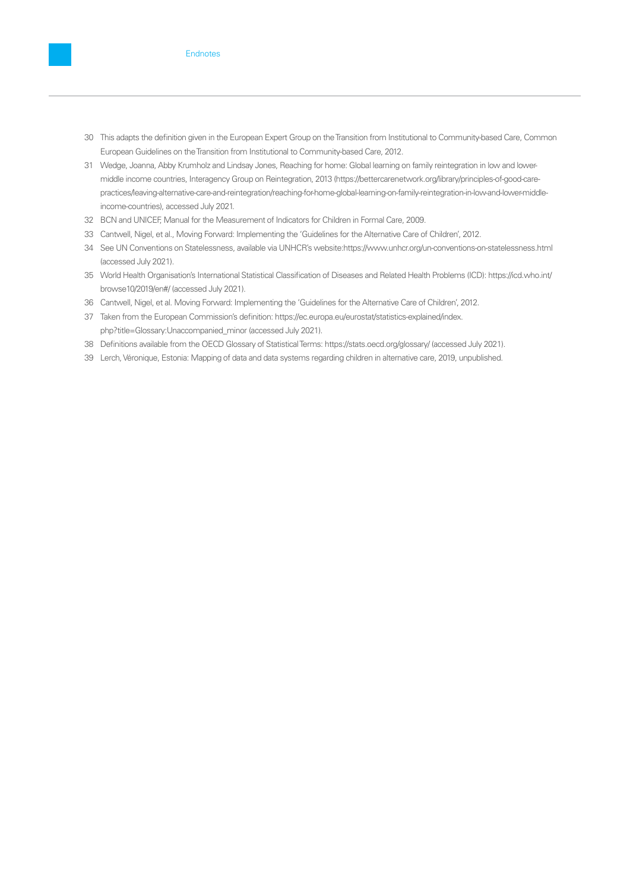Endnotes

30 This adapts the definition given in the European Expert Group on the Transition from Institutional to Community-based Care, Common European Guidelines on the Transition from Institutional to Community-based Care, 2012.

31 Wedge, Joanna, Abby Krumholz and Lindsay Jones, Reaching for home: Global learning on family reintegration in low and lower-middle income countries, Interagency Group on Reintegration, 2013 (https://bettercarenetwork.org/library/principles-of-good-care-practices/leaving-alternative-care-and-reintegration/reaching-for-home-global-learning-on-family-reintegration-in-low-and-lower-middle-income-countries), accessed July 2021.

32 BCN and UNICEF, Manual for the Measurement of Indicators for Children in Formal Care, 2009.

33 Cantwell, Nigel, et al., Moving Forward: Implementing the 'Guidelines for the Alternative Care of Children', 2012.

34 See UN Conventions on Statelessness, available via UNHCR's website:https://www.unhcr.org/un-conventions-on-statelessness.html (accessed July 2021).

35 World Health Organisation's International Statistical Classification of Diseases and Related Health Problems (ICD): https://icd.who.int/browse10/2019/en#/ (accessed July 2021).

36 Cantwell, Nigel, et al. Moving Forward: Implementing the 'Guidelines for the Alternative Care of Children', 2012.

37 Taken from the European Commission's definition: https://ec.europa.eu/eurostat/statistics-explained/index.php?title=Glossary:Unaccompanied_minor (accessed July 2021).

38 Definitions available from the OECD Glossary of Statistical Terms: https://stats.oecd.org/glossary/ (accessed July 2021).

39 Lerch, Véronique, Estonia: Mapping of data and data systems regarding children in alternative care, 2019, unpublished.